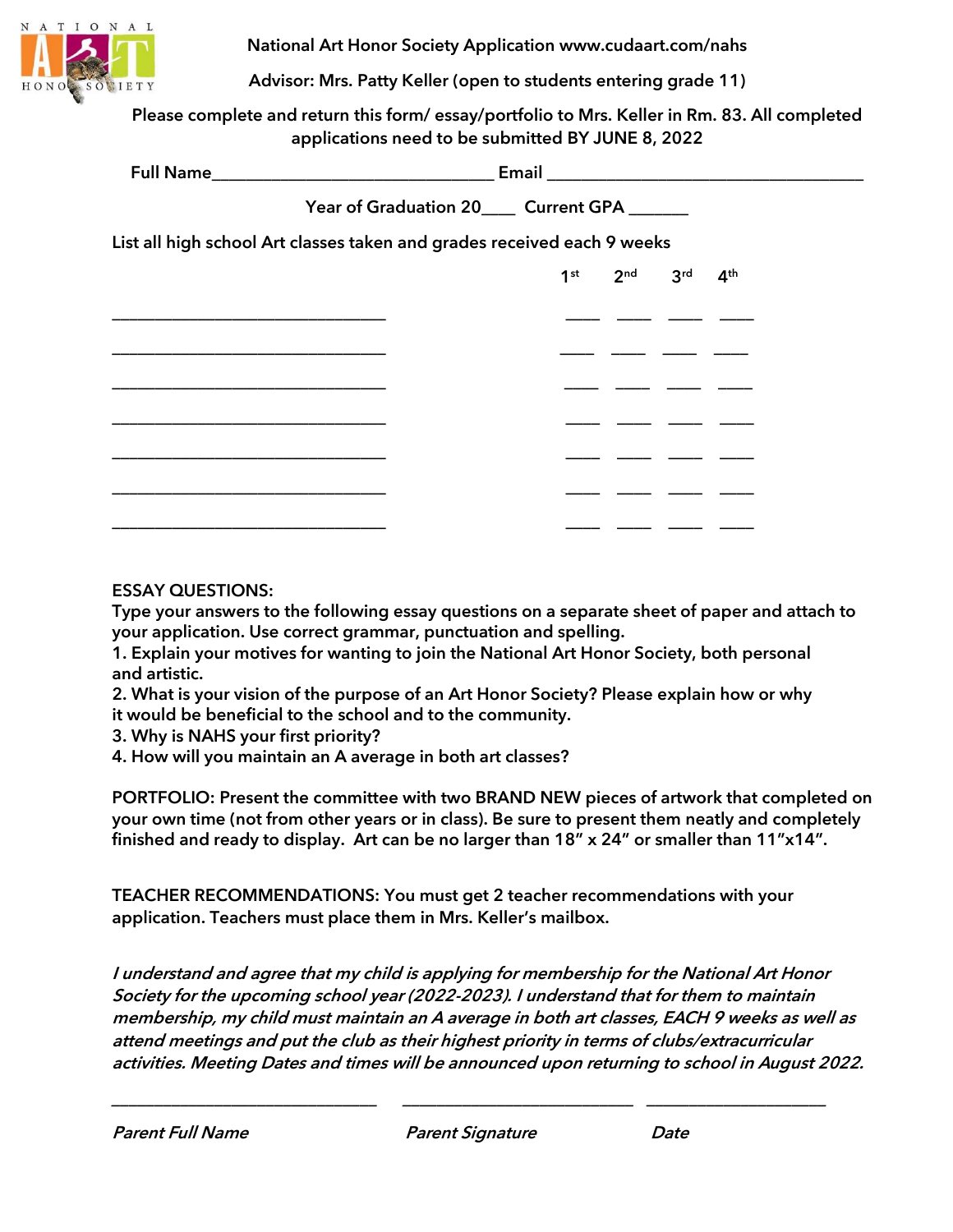# National Art Honor Society Application www.cudaart.com/nahs

**Advisor: Mrs. Patty Keller (open to students entering grade 11)**

**Please complete and return this form/ essay/portfolio to Mrs. Keller in Rm. 83. All completed applications need to be submitted BY JUNE 8, 2022**

**Full Name**________________________________ **Email** ___________________________________

**Year of Graduation 20**____ **Current GPA** _______

**List all high school Art classes taken and grades received each 9 weeks**

| | 1st | 2nd | 3rd | 4th |
|---|---|---|---|---|
| ________________________________ | ____ | ____ | ____ | ____ |
| ________________________________ | ____ | ____ | ____ | ____ |
| ________________________________ | ____ | ____ | ____ | ____ |
| ________________________________ | ____ | ____ | ____ | ____ |
| ________________________________ | ____ | ____ | ____ | ____ |
| ________________________________ | ____ | ____ | ____ | ____ |
| ________________________________ | ____ | ____ | ____ | ____ |

**ESSAY QUESTIONS:**

**Type your answers to the following essay questions on a separate sheet of paper and attach to your application. Use correct grammar, punctuation and spelling.**

1. **Explain your motives for wanting to join the National Art Honor Society, both personal and artistic.**
2. **What is your vision of the purpose of an Art Honor Society? Please explain how or why it would be beneficial to the school and to the community.**
3. **Why is NAHS your first priority?**
4. **How will you maintain an A average in both art classes?**

**PORTFOLIO: Present the committee with two BRAND NEW pieces of artwork that completed on your own time (not from other years or in class). Be sure to present them neatly and completely finished and ready to display. Art can be no larger than 18" x 24" or smaller than 11"x14".**

**TEACHER RECOMMENDATIONS: You must get 2 teacher recommendations with your application. Teachers must place them in Mrs. Keller's mailbox.**

***I understand and agree that my child is applying for membership for the National Art Honor Society for the upcoming school year (2022-2023). I understand that for them to maintain membership, my child must maintain an A average in both art classes, EACH 9 weeks as well as attend meetings and put the club as their highest priority in terms of clubs/extracurricular activities. Meeting Dates and times will be announced upon returning to school in August 2022.***

______________________________ ______________________________ ______________________

***Parent Full Name*** ***Parent Signature*** ***Date***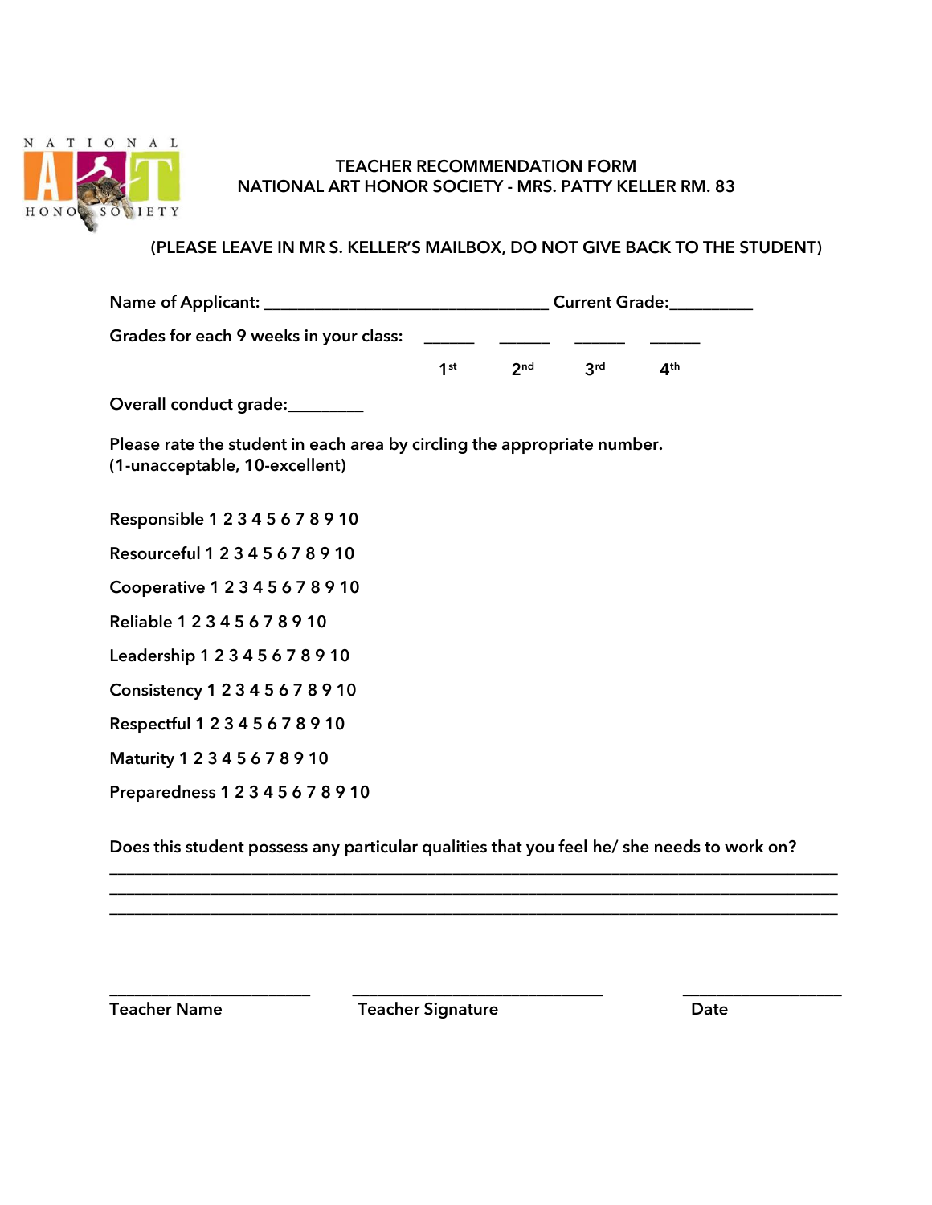# TEACHER RECOMMENDATION FORM
## NATIONAL ART HONOR SOCIETY - MRS. PATTY KELLER RM. 83

**(PLEASE LEAVE IN MR S. KELLER'S MAILBOX, DO NOT GIVE BACK TO THE STUDENT)**

Name of Applicant: ________________________________ Current Grade:_________

Grades for each 9 weeks in your class: ______ ______ ______ ______

1st 2nd 3rd 4th

Overall conduct grade:_________

Please rate the student in each area by circling the appropriate number.
(1-unacceptable, 10-excellent)

Responsible 1 2 3 4 5 6 7 8 9 10

Resourceful 1 2 3 4 5 6 7 8 9 10

Cooperative 1 2 3 4 5 6 7 8 9 10

Reliable 1 2 3 4 5 6 7 8 9 10

Leadership 1 2 3 4 5 6 7 8 9 10

Consistency 1 2 3 4 5 6 7 8 9 10

Respectful 1 2 3 4 5 6 7 8 9 10

Maturity 1 2 3 4 5 6 7 8 9 10

Preparedness 1 2 3 4 5 6 7 8 9 10

Does this student possess any particular qualities that you feel he/ she needs to work on?

________________________________________________________________________________

________________________________________________________________________________

________________________________________________________________________________

______________________ ____________________________ __________________

Teacher Name Teacher Signature Date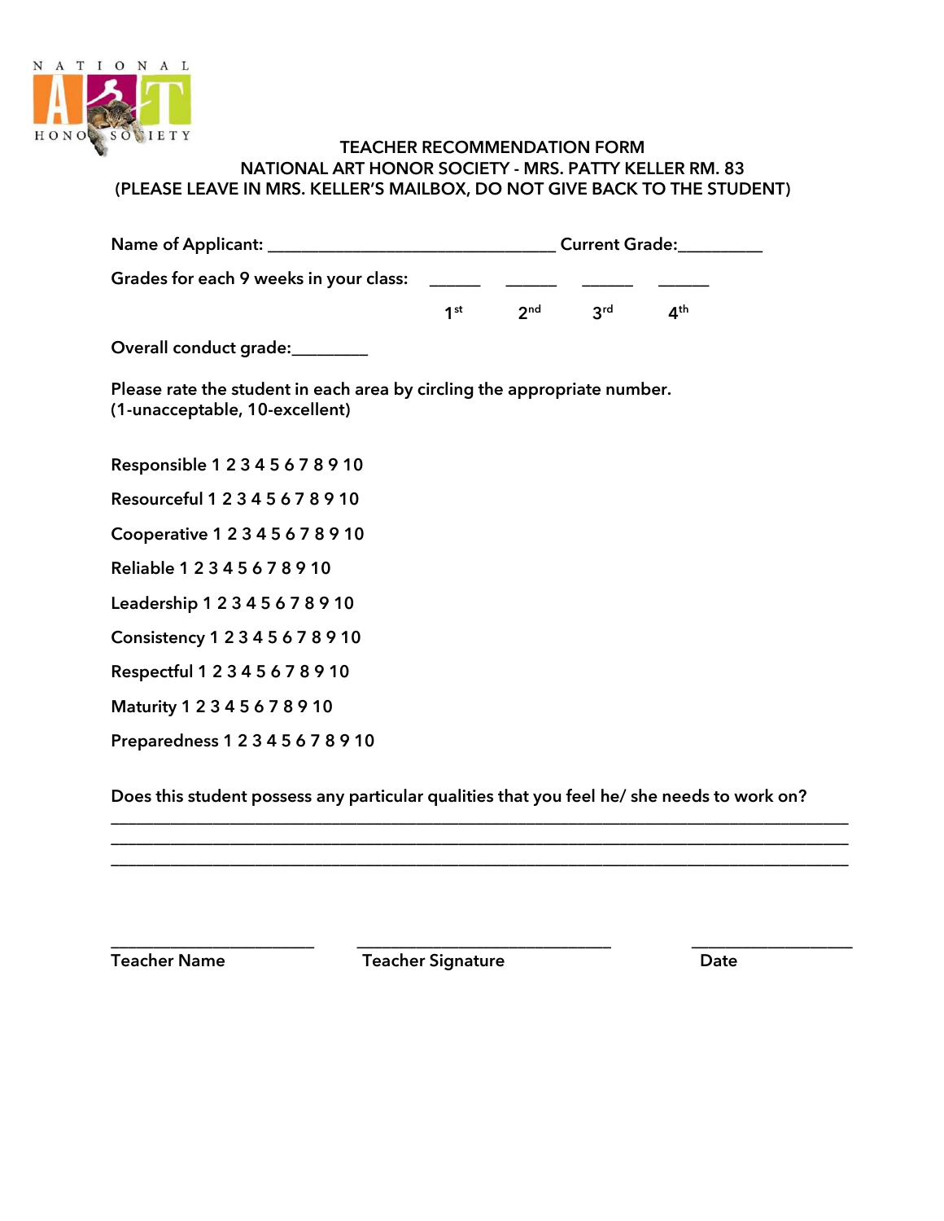**TEACHER RECOMMENDATION FORM**
**NATIONAL ART HONOR SOCIETY - MRS. PATTY KELLER RM. 83**
**(PLEASE LEAVE IN MRS. KELLER'S MAILBOX, DO NOT GIVE BACK TO THE STUDENT)**

**Name of Applicant:** ________________________________ **Current Grade:**_________

**Grades for each 9 weeks in your class:** ______ ______ ______ ______

1st 2nd 3rd 4th

**Overall conduct grade:**________

**Please rate the student in each area by circling the appropriate number.**
**(1-unacceptable, 10-excellent)**

**Responsible 1 2 3 4 5 6 7 8 9 10**

**Resourceful 1 2 3 4 5 6 7 8 9 10**

**Cooperative 1 2 3 4 5 6 7 8 9 10**

**Reliable 1 2 3 4 5 6 7 8 9 10**

**Leadership 1 2 3 4 5 6 7 8 9 10**

**Consistency 1 2 3 4 5 6 7 8 9 10**

**Respectful 1 2 3 4 5 6 7 8 9 10**

**Maturity 1 2 3 4 5 6 7 8 9 10**

**Preparedness 1 2 3 4 5 6 7 8 9 10**

**Does this student possess any particular qualities that you feel he/ she needs to work on?**

________________________________________________________________________________
________________________________________________________________________________
________________________________________________________________________________

______________________ ____________________________ __________________

**Teacher Name** **Teacher Signature** **Date**